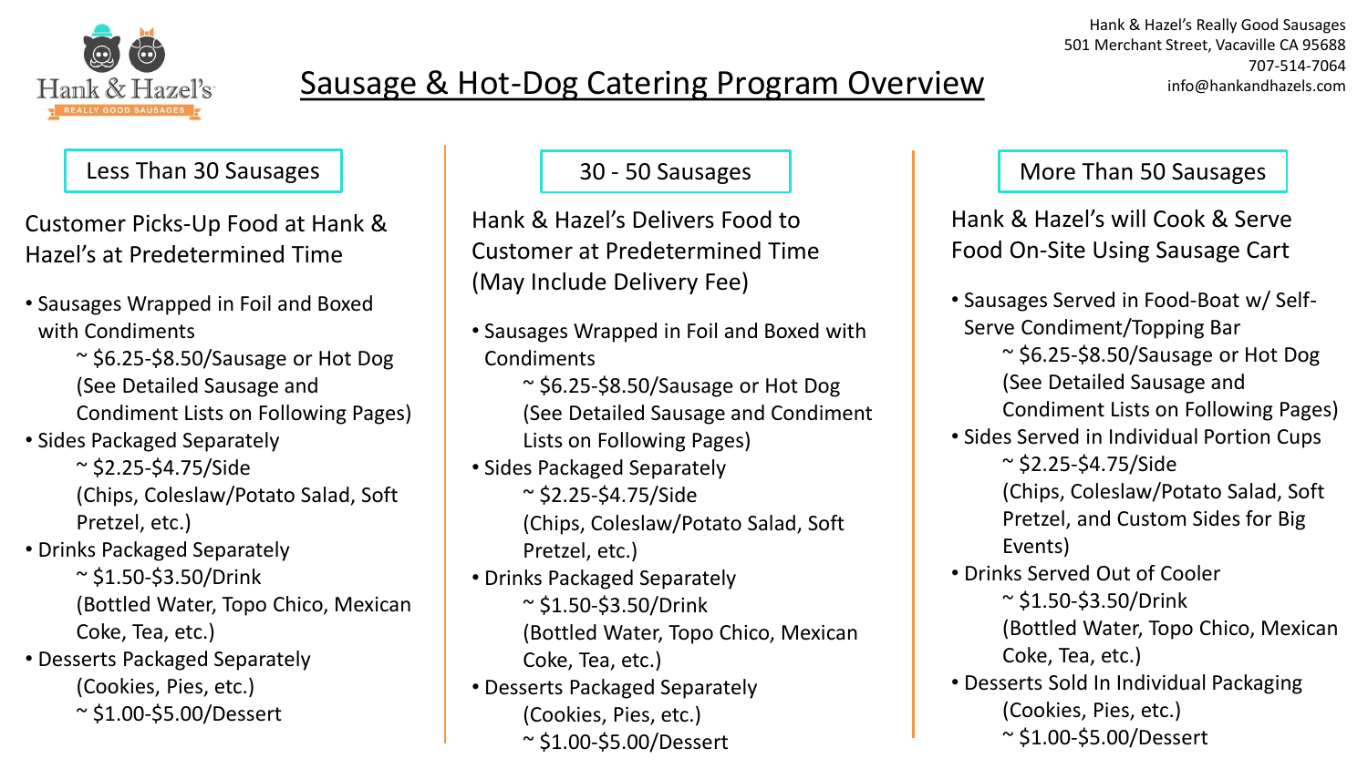Hank & Hazel's
REALLY GOOD SAUSAGES

# Sausage & Hot-Dog Catering Program Overview

Hank & Hazel's Really Good Sausages
501 Merchant Street, Vacaville CA 95688
707-514-7064
info@hankandhazels.com

## Less Than 30 Sausages

### Customer Picks-Up Food at Hank & Hazel's at Predetermined Time

- Sausages Wrapped in Foil and Boxed with Condiments
  - ~ $6.25-$8.50/Sausage or Hot Dog (See Detailed Sausage and Condiment Lists on Following Pages)
- Sides Packaged Separately
  - ~ $2.25-$4.75/Side (Chips, Coleslaw/Potato Salad, Soft Pretzel, etc.)
- Drinks Packaged Separately
  - ~ $1.50-$3.50/Drink (Bottled Water, Topo Chico, Mexican Coke, Tea, etc.)
- Desserts Packaged Separately
  - (Cookies, Pies, etc.) ~ $1.00-$5.00/Dessert

## 30 - 50 Sausages

### Hank & Hazel's Delivers Food to Customer at Predetermined Time (May Include Delivery Fee)

- Sausages Wrapped in Foil and Boxed with Condiments
  - ~ $6.25-$8.50/Sausage or Hot Dog (See Detailed Sausage and Condiment Lists on Following Pages)
- Sides Packaged Separately
  - ~ $2.25-$4.75/Side (Chips, Coleslaw/Potato Salad, Soft Pretzel, etc.)
- Drinks Packaged Separately
  - ~ $1.50-$3.50/Drink (Bottled Water, Topo Chico, Mexican Coke, Tea, etc.)
- Desserts Packaged Separately
  - (Cookies, Pies, etc.) ~ $1.00-$5.00/Dessert

## More Than 50 Sausages

### Hank & Hazel's will Cook & Serve Food On-Site Using Sausage Cart

- Sausages Served in Food-Boat w/ Self-Serve Condiment/Topping Bar
  - ~ $6.25-$8.50/Sausage or Hot Dog (See Detailed Sausage and Condiment Lists on Following Pages)
- Sides Served in Individual Portion Cups
  - ~ $2.25-$4.75/Side (Chips, Coleslaw/Potato Salad, Soft Pretzel, and Custom Sides for Big Events)
- Drinks Served Out of Cooler
  - ~ $1.50-$3.50/Drink (Bottled Water, Topo Chico, Mexican Coke, Tea, etc.)
- Desserts Sold In Individual Packaging
  - (Cookies, Pies, etc.) ~ $1.00-$5.00/Dessert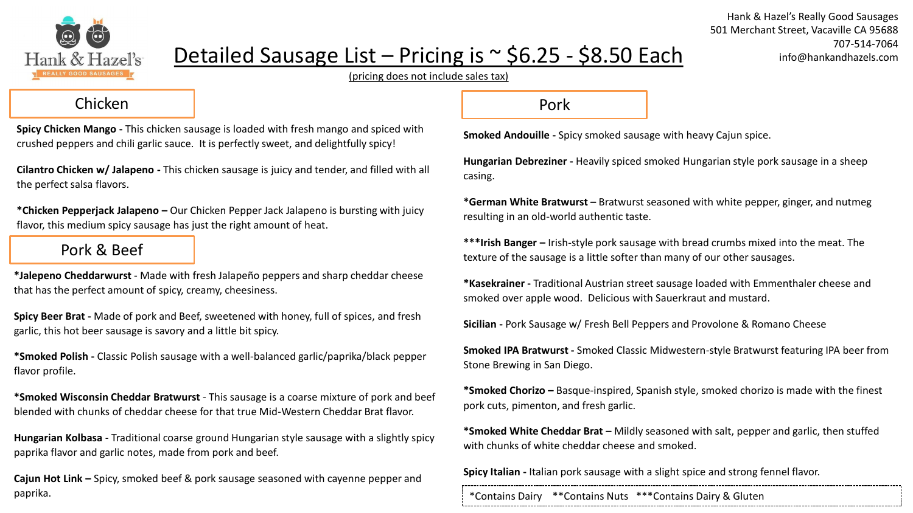Hank & Hazel's
REALLY GOOD SAUSAGES

# Detailed Sausage List – Pricing is ~ $6.25 - $8.50 Each

(pricing does not include sales tax)

Hank & Hazel's Really Good Sausages
501 Merchant Street, Vacaville CA 95688
707-514-7064
info@hankandhazels.com

## Chicken

**Spicy Chicken Mango -** This chicken sausage is loaded with fresh mango and spiced with crushed peppers and chili garlic sauce. It is perfectly sweet, and delightfully spicy!

**Cilantro Chicken w/ Jalapeno -** This chicken sausage is juicy and tender, and filled with all the perfect salsa flavors.

***Chicken Pepperjack Jalapeno –** Our Chicken Pepper Jack Jalapeno is bursting with juicy flavor, this medium spicy sausage has just the right amount of heat.

## Pork & Beef

***Jalepeno Cheddarwurst** - Made with fresh Jalapeño peppers and sharp cheddar cheese that has the perfect amount of spicy, creamy, cheesiness.

**Spicy Beer Brat -** Made of pork and Beef, sweetened with honey, full of spices, and fresh garlic, this hot beer sausage is savory and a little bit spicy.

***Smoked Polish -** Classic Polish sausage with a well-balanced garlic/paprika/black pepper flavor profile.

***Smoked Wisconsin Cheddar Bratwurst** - This sausage is a coarse mixture of pork and beef blended with chunks of cheddar cheese for that true Mid-Western Cheddar Brat flavor.

**Hungarian Kolbasa** - Traditional coarse ground Hungarian style sausage with a slightly spicy paprika flavor and garlic notes, made from pork and beef.

**Cajun Hot Link –** Spicy, smoked beef & pork sausage seasoned with cayenne pepper and paprika.

## Pork

**Smoked Andouille -** Spicy smoked sausage with heavy Cajun spice.

**Hungarian Debreziner -** Heavily spiced smoked Hungarian style pork sausage in a sheep casing.

***German White Bratwurst –** Bratwurst seasoned with white pepper, ginger, and nutmeg resulting in an old-world authentic taste.

*****Irish Banger –** Irish-style pork sausage with bread crumbs mixed into the meat. The texture of the sausage is a little softer than many of our other sausages.

***Kasekrainer -** Traditional Austrian street sausage loaded with Emmenthaler cheese and smoked over apple wood. Delicious with Sauerkraut and mustard.

**Sicilian -** Pork Sausage w/ Fresh Bell Peppers and Provolone & Romano Cheese

**Smoked IPA Bratwurst -** Smoked Classic Midwestern-style Bratwurst featuring IPA beer from Stone Brewing in San Diego.

***Smoked Chorizo –** Basque-inspired, Spanish style, smoked chorizo is made with the finest pork cuts, pimenton, and fresh garlic.

***Smoked White Cheddar Brat –** Mildly seasoned with salt, pepper and garlic, then stuffed with chunks of white cheddar cheese and smoked.

**Spicy Italian -** Italian pork sausage with a slight spice and strong fennel flavor.

*Contains Dairy   **Contains Nuts   ***Contains Dairy & Gluten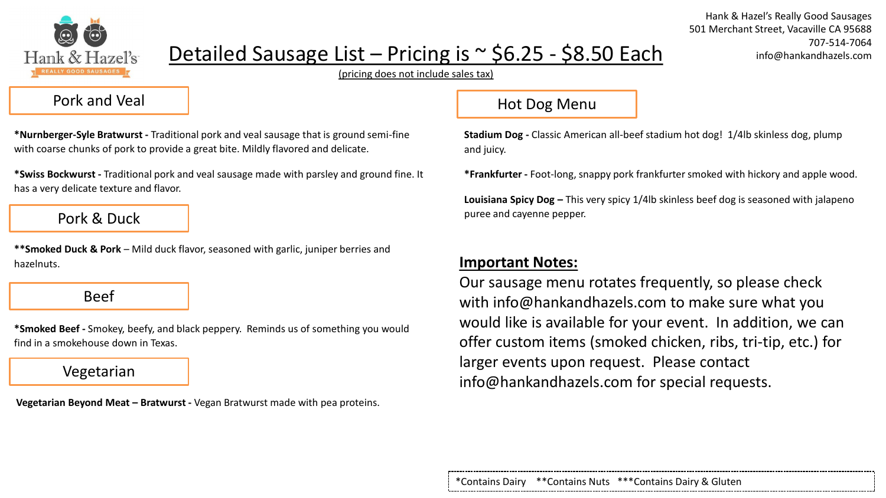Hank & Hazel's Really Good Sausages
501 Merchant Street, Vacaville CA 95688
707-514-7064
info@hankandhazels.com

# Detailed Sausage List – Pricing is ~ $6.25 - $8.50 Each

(pricing does not include sales tax)

## Pork and Veal

**\*Nurnberger-Syle Bratwurst -** Traditional pork and veal sausage that is ground semi-fine with coarse chunks of pork to provide a great bite. Mildly flavored and delicate.

**\*Swiss Bockwurst -** Traditional pork and veal sausage made with parsley and ground fine. It has a very delicate texture and flavor.

## Pork & Duck

**\*\*Smoked Duck & Pork** – Mild duck flavor, seasoned with garlic, juniper berries and hazelnuts.

## Beef

**\*Smoked Beef -** Smokey, beefy, and black peppery. Reminds us of something you would find in a smokehouse down in Texas.

## Vegetarian

**Vegetarian Beyond Meat – Bratwurst -** Vegan Bratwurst made with pea proteins.

## Hot Dog Menu

**Stadium Dog -** Classic American all-beef stadium hot dog! 1/4lb skinless dog, plump and juicy.

**\*Frankfurter -** Foot-long, snappy pork frankfurter smoked with hickory and apple wood.

**Louisiana Spicy Dog –** This very spicy 1/4lb skinless beef dog is seasoned with jalapeno puree and cayenne pepper.

## Important Notes:

Our sausage menu rotates frequently, so please check with info@hankandhazels.com to make sure what you would like is available for your event. In addition, we can offer custom items (smoked chicken, ribs, tri-tip, etc.) for larger events upon request. Please contact info@hankandhazels.com for special requests.

\*Contains Dairy  \*\*Contains Nuts  \*\*\*Contains Dairy & Gluten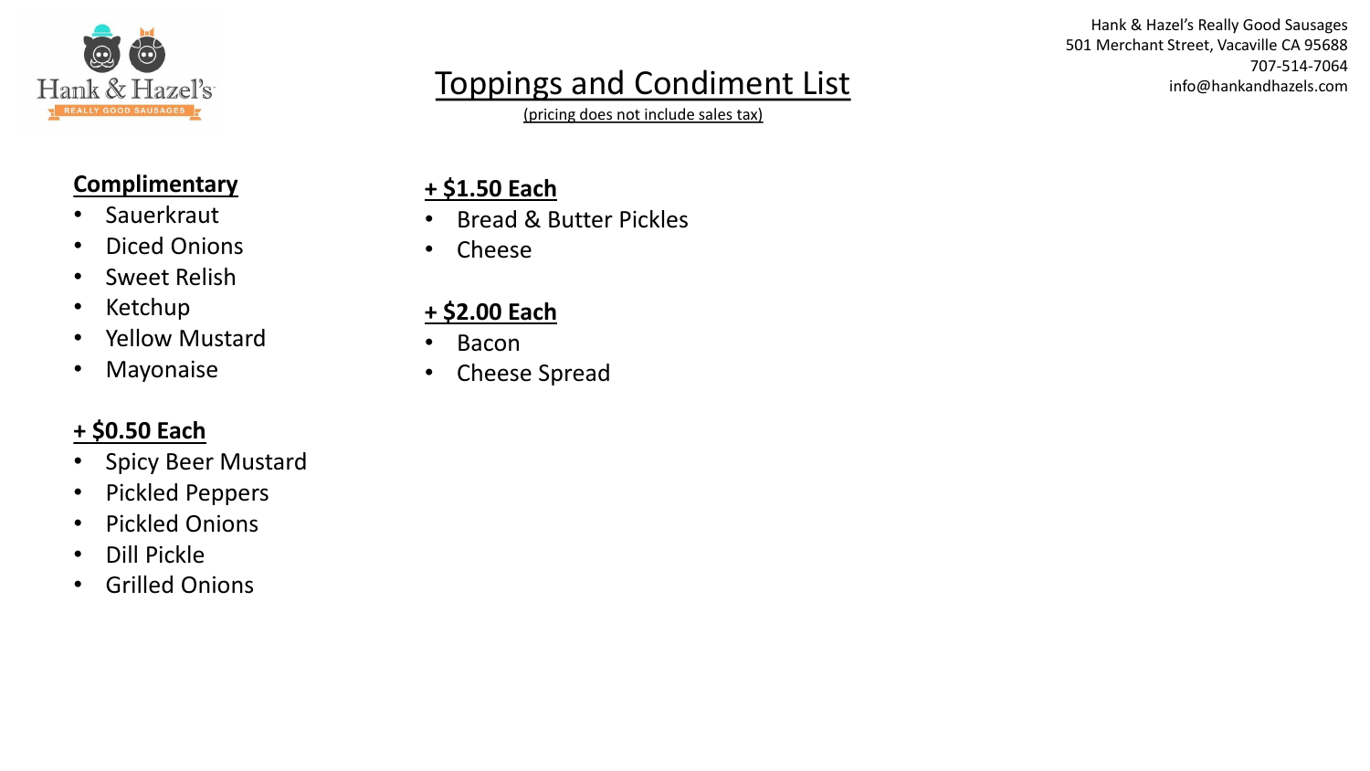Hank & Hazel's Really Good Sausages
501 Merchant Street, Vacaville CA 95688
707-514-7064
info@hankandhazels.com

# Toppings and Condiment List

(pricing does not include sales tax)

**Complimentary**

- Sauerkraut
- Diced Onions
- Sweet Relish
- Ketchup
- Yellow Mustard
- Mayonaise

**+ $0.50 Each**

- Spicy Beer Mustard
- Pickled Peppers
- Pickled Onions
- Dill Pickle
- Grilled Onions

**+ $1.50 Each**

- Bread & Butter Pickles
- Cheese

**+ $2.00 Each**

- Bacon
- Cheese Spread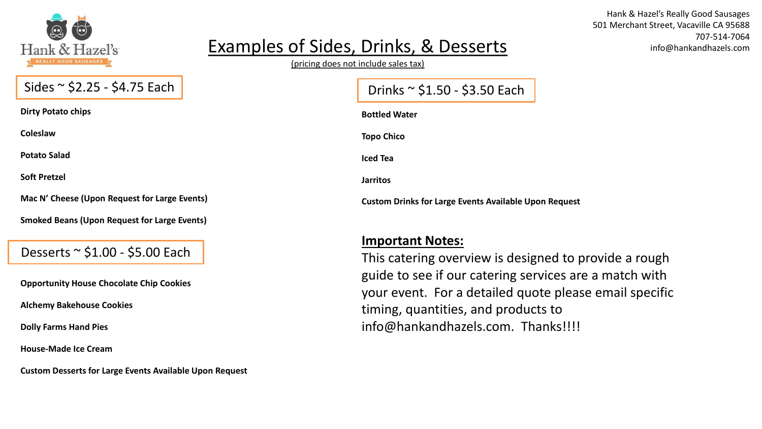Hank & Hazel's
REALLY GOOD SAUSAGES

Hank & Hazel's Really Good Sausages
501 Merchant Street, Vacaville CA 95688
707-514-7064
info@hankandhazels.com

# Examples of Sides, Drinks, & Desserts

(pricing does not include sales tax)

## Sides ~ $2.25 - $4.75 Each

**Dirty Potato chips**

**Coleslaw**

**Potato Salad**

**Soft Pretzel**

**Mac N' Cheese (Upon Request for Large Events)**

**Smoked Beans (Upon Request for Large Events)**

## Desserts ~ $1.00 - $5.00 Each

**Opportunity House Chocolate Chip Cookies**

**Alchemy Bakehouse Cookies**

**Dolly Farms Hand Pies**

**House-Made Ice Cream**

**Custom Desserts for Large Events Available Upon Request**

## Drinks ~ $1.50 - $3.50 Each

**Bottled Water**

**Topo Chico**

**Iced Tea**

**Jarritos**

**Custom Drinks for Large Events Available Upon Request**

## Important Notes:

This catering overview is designed to provide a rough guide to see if our catering services are a match with your event. For a detailed quote please email specific timing, quantities, and products to info@hankandhazels.com. Thanks!!!!